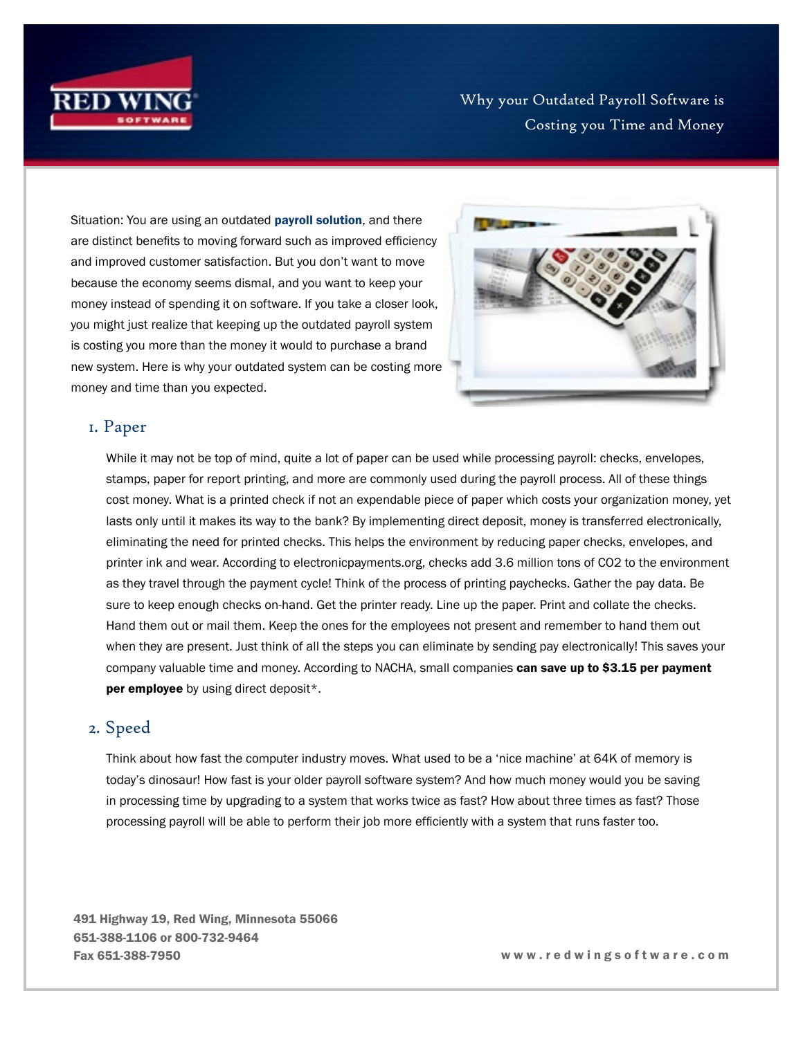# Why your Outdated Payroll Software is Costing you Time and Money

Situation: You are using an outdated **payroll solution**, and there are distinct benefits to moving forward such as improved efficiency and improved customer satisfaction. But you don't want to move because the economy seems dismal, and you want to keep your money instead of spending it on software. If you take a closer look, you might just realize that keeping up the outdated payroll system is costing you more than the money it would to purchase a brand new system. Here is why your outdated system can be costing more money and time than you expected.

## 1. Paper

While it may not be top of mind, quite a lot of paper can be used while processing payroll: checks, envelopes, stamps, paper for report printing, and more are commonly used during the payroll process. All of these things cost money. What is a printed check if not an expendable piece of paper which costs your organization money, yet lasts only until it makes its way to the bank? By implementing direct deposit, money is transferred electronically, eliminating the need for printed checks. This helps the environment by reducing paper checks, envelopes, and printer ink and wear. According to electronicpayments.org, checks add 3.6 million tons of $CO_2$ to the environment as they travel through the payment cycle! Think of the process of printing paychecks. Gather the pay data. Be sure to keep enough checks on-hand. Get the printer ready. Line up the paper. Print and collate the checks. Hand them out or mail them. Keep the ones for the employees not present and remember to hand them out when they are present. Just think of all the steps you can eliminate by sending pay electronically! This saves your company valuable time and money. According to NACHA, small companies **can save up to $3.15 per payment per employee** by using direct deposit*.

## 2. Speed

Think about how fast the computer industry moves. What used to be a 'nice machine' at 64K of memory is today's dinosaur! How fast is your older payroll software system? And how much money would you be saving in processing time by upgrading to a system that works twice as fast? How about three times as fast? Those processing payroll will be able to perform their job more efficiently with a system that runs faster too.

491 Highway 19, Red Wing, Minnesota 55066
651-388-1106 or 800-732-9464
Fax 651-388-7950

www.redwingsoftware.com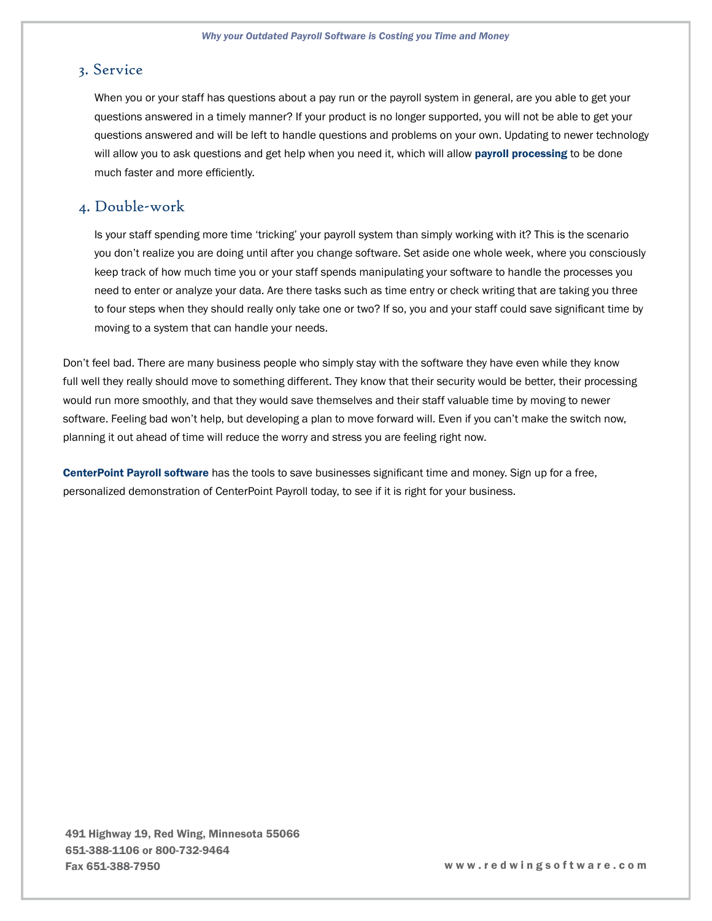## 3. Service

When you or your staff has questions about a pay run or the payroll system in general, are you able to get your questions answered in a timely manner? If your product is no longer supported, you will not be able to get your questions answered and will be left to handle questions and problems on your own. Updating to newer technology will allow you to ask questions and get help when you need it, which will allow **payroll processing** to be done much faster and more efficiently.

## 4. Double-work

Is your staff spending more time 'tricking' your payroll system than simply working with it? This is the scenario you don't realize you are doing until after you change software. Set aside one whole week, where you consciously keep track of how much time you or your staff spends manipulating your software to handle the processes you need to enter or analyze your data. Are there tasks such as time entry or check writing that are taking you three to four steps when they should really only take one or two? If so, you and your staff could save significant time by moving to a system that can handle your needs.

Don't feel bad. There are many business people who simply stay with the software they have even while they know full well they really should move to something different. They know that their security would be better, their processing would run more smoothly, and that they would save themselves and their staff valuable time by moving to newer software. Feeling bad won't help, but developing a plan to move forward will. Even if you can't make the switch now, planning it out ahead of time will reduce the worry and stress you are feeling right now.

**CenterPoint Payroll software** has the tools to save businesses significant time and money. Sign up for a free, personalized demonstration of CenterPoint Payroll today, to see if it is right for your business.

**491 Highway 19, Red Wing, Minnesota 55066**
**651-388-1106 or 800-732-9464**
**Fax 651-388-7950**

**www.redwingsoftware.com**